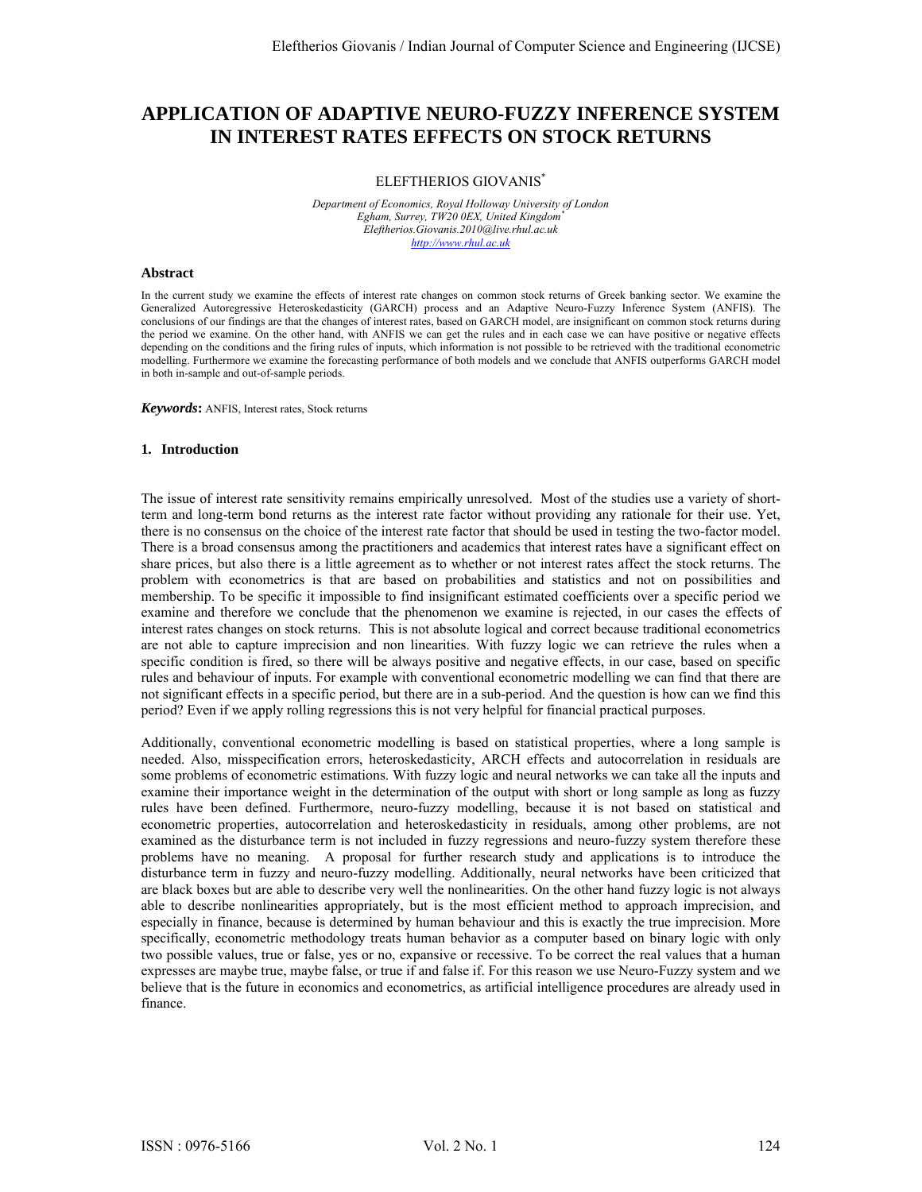# APPLICATION OF ADAPTIVE NEURO-FUZZY INFERENCE SYSTEM IN INTEREST RATES EFFECTS ON STOCK RETURNS

ELEFTHERIOS GIOVANIS*

*Department of Economics, Royal Holloway University of London*
*Egham, Surrey, TW20 0EX, United Kingdom**
*Eleftherios.Giovanis.2010@live.rhul.ac.uk*
*http://www.rhul.ac.uk*

### Abstract

In the current study we examine the effects of interest rate changes on common stock returns of Greek banking sector. We examine the Generalized Autoregressive Heteroskedasticity (GARCH) process and an Adaptive Neuro-Fuzzy Inference System (ANFIS). The conclusions of our findings are that the changes of interest rates, based on GARCH model, are insignificant on common stock returns during the period we examine. On the other hand, with ANFIS we can get the rules and in each case we can have positive or negative effects depending on the conditions and the firing rules of inputs, which information is not possible to be retrieved with the traditional econometric modelling. Furthermore we examine the forecasting performance of both models and we conclude that ANFIS outperforms GARCH model in both in-sample and out-of-sample periods.

***Keywords*:** ANFIS, Interest rates, Stock returns

### 1. Introduction

The issue of interest rate sensitivity remains empirically unresolved. Most of the studies use a variety of short-term and long-term bond returns as the interest rate factor without providing any rationale for their use. Yet, there is no consensus on the choice of the interest rate factor that should be used in testing the two-factor model. There is a broad consensus among the practitioners and academics that interest rates have a significant effect on share prices, but also there is a little agreement as to whether or not interest rates affect the stock returns. The problem with econometrics is that are based on probabilities and statistics and not on possibilities and membership. To be specific it impossible to find insignificant estimated coefficients over a specific period we examine and therefore we conclude that the phenomenon we examine is rejected, in our cases the effects of interest rates changes on stock returns. This is not absolute logical and correct because traditional econometrics are not able to capture imprecision and non linearities. With fuzzy logic we can retrieve the rules when a specific condition is fired, so there will be always positive and negative effects, in our case, based on specific rules and behaviour of inputs. For example with conventional econometric modelling we can find that there are not significant effects in a specific period, but there are in a sub-period. And the question is how can we find this period? Even if we apply rolling regressions this is not very helpful for financial practical purposes.

Additionally, conventional econometric modelling is based on statistical properties, where a long sample is needed. Also, misspecification errors, heteroskedasticity, ARCH effects and autocorrelation in residuals are some problems of econometric estimations. With fuzzy logic and neural networks we can take all the inputs and examine their importance weight in the determination of the output with short or long sample as long as fuzzy rules have been defined. Furthermore, neuro-fuzzy modelling, because it is not based on statistical and econometric properties, autocorrelation and heteroskedasticity in residuals, among other problems, are not examined as the disturbance term is not included in fuzzy regressions and neuro-fuzzy system therefore these problems have no meaning. A proposal for further research study and applications is to introduce the disturbance term in fuzzy and neuro-fuzzy modelling. Additionally, neural networks have been criticized that are black boxes but are able to describe very well the nonlinearities. On the other hand fuzzy logic is not always able to describe nonlinearities appropriately, but is the most efficient method to approach imprecision, and especially in finance, because is determined by human behaviour and this is exactly the true imprecision. More specifically, econometric methodology treats human behavior as a computer based on binary logic with only two possible values, true or false, yes or no, expansive or recessive. To be correct the real values that a human expresses are maybe true, maybe false, or true if and false if. For this reason we use Neuro-Fuzzy system and we believe that is the future in economics and econometrics, as artificial intelligence procedures are already used in finance.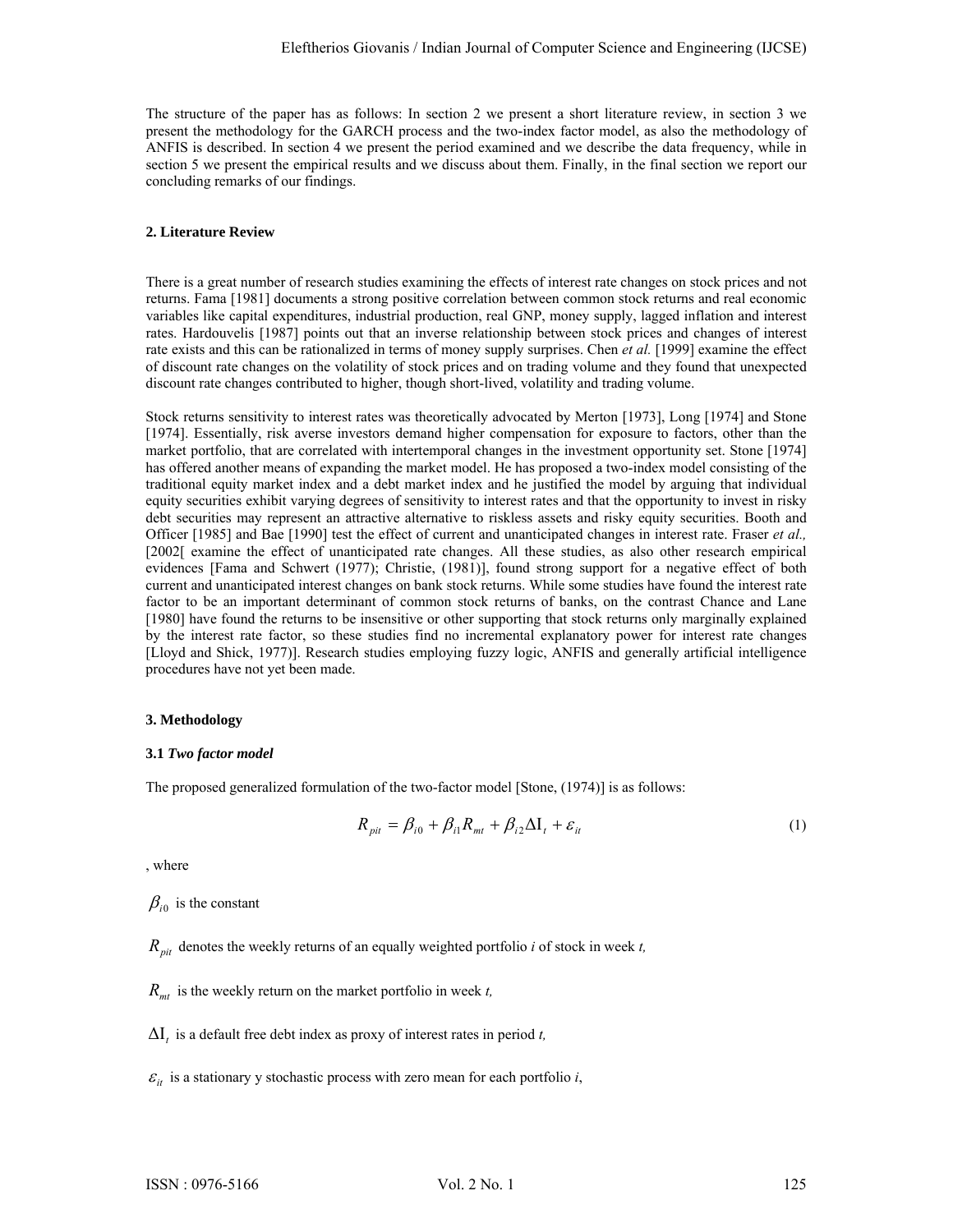The structure of the paper has as follows: In section 2 we present a short literature review, in section 3 we present the methodology for the GARCH process and the two-index factor model, as also the methodology of ANFIS is described. In section 4 we present the period examined and we describe the data frequency, while in section 5 we present the empirical results and we discuss about them. Finally, in the final section we report our concluding remarks of our findings.

## 2. Literature Review

There is a great number of research studies examining the effects of interest rate changes on stock prices and not returns. Fama [1981] documents a strong positive correlation between common stock returns and real economic variables like capital expenditures, industrial production, real GNP, money supply, lagged inflation and interest rates. Hardouvelis [1987] points out that an inverse relationship between stock prices and changes of interest rate exists and this can be rationalized in terms of money supply surprises. Chen *et al.* [1999] examine the effect of discount rate changes on the volatility of stock prices and on trading volume and they found that unexpected discount rate changes contributed to higher, though short-lived, volatility and trading volume.

Stock returns sensitivity to interest rates was theoretically advocated by Merton [1973], Long [1974] and Stone [1974]. Essentially, risk averse investors demand higher compensation for exposure to factors, other than the market portfolio, that are correlated with intertemporal changes in the investment opportunity set. Stone [1974] has offered another means of expanding the market model. He has proposed a two-index model consisting of the traditional equity market index and a debt market index and he justified the model by arguing that individual equity securities exhibit varying degrees of sensitivity to interest rates and that the opportunity to invest in risky debt securities may represent an attractive alternative to riskless assets and risky equity securities. Booth and Officer [1985] and Bae [1990] test the effect of current and unanticipated changes in interest rate. Fraser *et al.,* [2002[ examine the effect of unanticipated rate changes. All these studies, as also other research empirical evidences [Fama and Schwert (1977); Christie, (1981)], found strong support for a negative effect of both current and unanticipated interest changes on bank stock returns. While some studies have found the interest rate factor to be an important determinant of common stock returns of banks, on the contrast Chance and Lane [1980] have found the returns to be insensitive or other supporting that stock returns only marginally explained by the interest rate factor, so these studies find no incremental explanatory power for interest rate changes [Lloyd and Shick, 1977)]. Research studies employing fuzzy logic, ANFIS and generally artificial intelligence procedures have not yet been made.

## 3. Methodology

### 3.1 *Two factor model*

The proposed generalized formulation of the two-factor model [Stone, (1974)] is as follows:

$$R_{pit} = \beta_{i0} + \beta_{i1} R_{mt} + \beta_{i2} \Delta \mathrm{I}_t + \varepsilon_{it} \tag{1}$$

, where

$\beta_{i0}$ is the constant

$R_{pit}$ denotes the weekly returns of an equally weighted portfolio *i* of stock in week *t,*

$R_{mt}$ is the weekly return on the market portfolio in week *t,*

$\Delta \mathrm{I}_t$ is a default free debt index as proxy of interest rates in period *t,*

$\varepsilon_{it}$ is a stationary y stochastic process with zero mean for each portfolio *i*,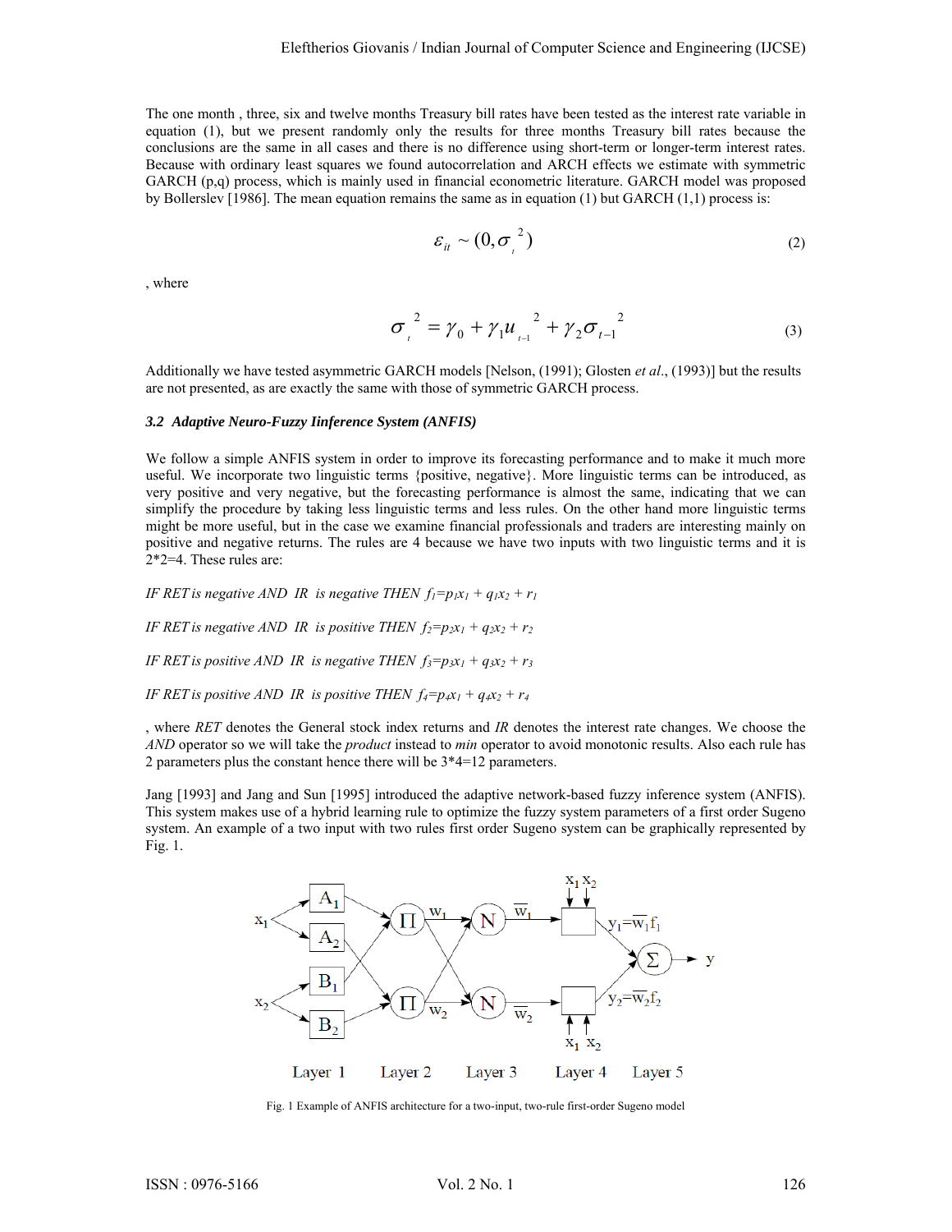The one month , three, six and twelve months Treasury bill rates have been tested as the interest rate variable in equation (1), but we present randomly only the results for three months Treasury bill rates because the conclusions are the same in all cases and there is no difference using short-term or longer-term interest rates. Because with ordinary least squares we found autocorrelation and ARCH effects we estimate with symmetric GARCH (p,q) process, which is mainly used in financial econometric literature. GARCH model was proposed by Bollerslev [1986]. The mean equation remains the same as in equation (1) but GARCH (1,1) process is:

$$\varepsilon_{it} \sim (0, \sigma_t^{\,2}) \tag{2}$$

, where

$$\sigma_t^{\,2} = \gamma_0 + \gamma_1 u_{t-1}^{\,2} + \gamma_2 \sigma_{t-1}^{\,2} \tag{3}$$

Additionally we have tested asymmetric GARCH models [Nelson, (1991); Glosten *et al*., (1993)] but the results are not presented, as are exactly the same with those of symmetric GARCH process.

### *3.2 Adaptive Neuro-Fuzzy Iinference System (ANFIS)*

We follow a simple ANFIS system in order to improve its forecasting performance and to make it much more useful. We incorporate two linguistic terms {positive, negative}. More linguistic terms can be introduced, as very positive and very negative, but the forecasting performance is almost the same, indicating that we can simplify the procedure by taking less linguistic terms and less rules. On the other hand more linguistic terms might be more useful, but in the case we examine financial professionals and traders are interesting mainly on positive and negative returns. The rules are 4 because we have two inputs with two linguistic terms and it is 2*2=4. These rules are:

*IF RET is negative AND IR is negative THEN* $f_1 = p_1 x_1 + q_1 x_2 + r_1$

*IF RET is negative AND IR is positive THEN* $f_2 = p_2 x_1 + q_2 x_2 + r_2$

*IF RET is positive AND IR is negative THEN* $f_3 = p_3 x_1 + q_3 x_2 + r_3$

*IF RET is positive AND IR is positive THEN* $f_4 = p_4 x_1 + q_4 x_2 + r_4$

, where *RET* denotes the General stock index returns and *IR* denotes the interest rate changes. We choose the *AND* operator so we will take the *product* instead to *min* operator to avoid monotonic results. Also each rule has 2 parameters plus the constant hence there will be 3*4=12 parameters.

Jang [1993] and Jang and Sun [1995] introduced the adaptive network-based fuzzy inference system (ANFIS). This system makes use of a hybrid learning rule to optimize the fuzzy system parameters of a first order Sugeno system. An example of a two input with two rules first order Sugeno system can be graphically represented by Fig. 1.

Fig. 1 Example of ANFIS architecture for a two-input, two-rule first-order Sugeno model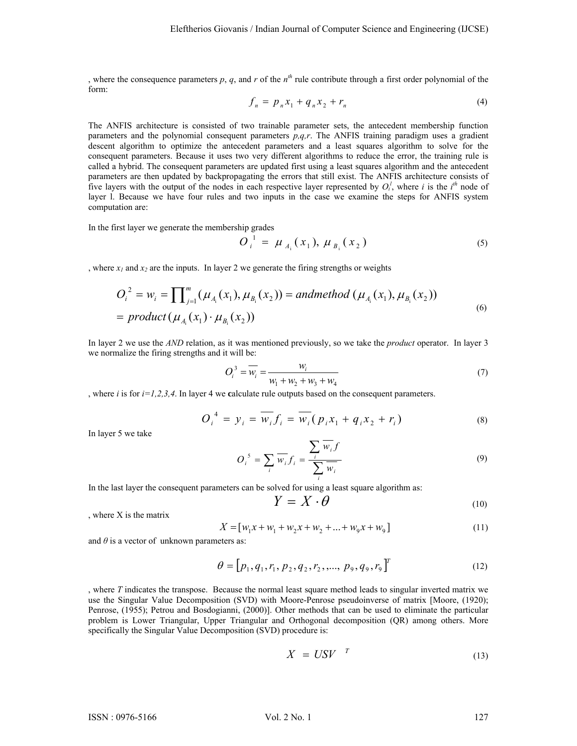, where the consequence parameters $p$, $q$, and $r$ of the $n^{th}$ rule contribute through a first order polynomial of the form:

$$f_n = p_n x_1 + q_n x_2 + r_n \tag{4}$$

The ANFIS architecture is consisted of two trainable parameter sets, the antecedent membership function parameters and the polynomial consequent parameters *p,q,r*. The ANFIS training paradigm uses a gradient descent algorithm to optimize the antecedent parameters and a least squares algorithm to solve for the consequent parameters. Because it uses two very different algorithms to reduce the error, the training rule is called a hybrid. The consequent parameters are updated first using a least squares algorithm and the antecedent parameters are then updated by backpropagating the errors that still exist. The ANFIS architecture consists of five layers with the output of the nodes in each respective layer represented by $O_i^l$, where $i$ is the $i^{th}$ node of layer l. Because we have four rules and two inputs in the case we examine the steps for ANFIS system computation are:

In the first layer we generate the membership grades

$$O_i^1 = \mu_{A_i}(x_1),\ \mu_{B_i}(x_2) \tag{5}$$

, where $x_1$ and $x_2$ are the inputs. In layer 2 we generate the firing strengths or weights

$$\begin{aligned} O_i^2 = w_i &= \prod_{j=1}^{m} (\mu_{A_i}(x_1), \mu_{B_i}(x_2)) = andmethod\,(\mu_{A_i}(x_1), \mu_{B_i}(x_2)) \\ &= product\,(\mu_{A_i}(x_1) \cdot \mu_{B_i}(x_2)) \end{aligned} \tag{6}$$

In layer 2 we use the *AND* relation, as it was mentioned previously, so we take the *product* operator. In layer 3 we normalize the firing strengths and it will be:

$$O_i^3 = \overline{w_i} = \frac{w_i}{w_1 + w_2 + w_3 + w_4} \tag{7}$$

, where $i$ is for $i=1,2,3,4$. In layer 4 we calculate rule outputs based on the consequent parameters.

$$O_i^4 = y_i = \overline{w_i} f_i = \overline{w_i}(p_i x_1 + q_i x_2 + r_i) \tag{8}$$

In layer 5 we take

$$O_i^5 = \sum_i \overline{w_i} f_i = \frac{\sum_i \overline{w_i} f}{\sum_i \overline{w_i}} \tag{9}$$

In the last layer the consequent parameters can be solved for using a least square algorithm as:

$$Y = X \cdot \theta \tag{10}$$

, where X is the matrix

$$X = [w_1 x + w_1 + w_2 x + w_2 + \ldots + w_9 x + w_9] \tag{11}$$

and $\theta$ is a vector of unknown parameters as:

$$\theta = [p_1, q_1, r_1, p_2, q_2, r_2, ,..., p_9, q_9, r_9]^T \tag{12}$$

, where $T$ indicates the transpose. Because the normal least square method leads to singular inverted matrix we use the Singular Value Decomposition (SVD) with Moore-Penrose pseudoinverse of matrix [Moore, (1920); Penrose, (1955); Petrou and Bosdogianni, (2000)]. Other methods that can be used to eliminate the particular problem is Lower Triangular, Upper Triangular and Orthogonal decomposition (QR) among others. More specifically the Singular Value Decomposition (SVD) procedure is:

$$X = USV^T \tag{13}$$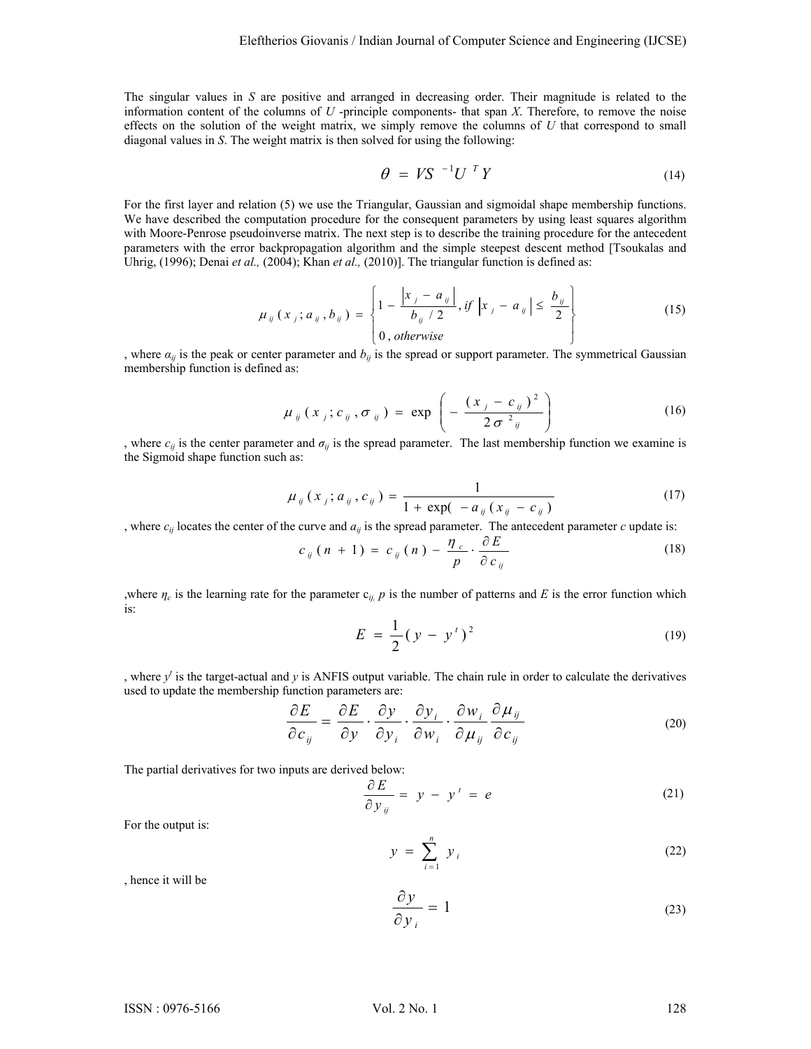The singular values in $S$ are positive and arranged in decreasing order. Their magnitude is related to the information content of the columns of $U$ -principle components- that span $X$. Therefore, to remove the noise effects on the solution of the weight matrix, we simply remove the columns of $U$ that correspond to small diagonal values in $S$. The weight matrix is then solved for using the following:

$$\theta = VS^{-1}U^{T}Y \tag{14}$$

For the first layer and relation (5) we use the Triangular, Gaussian and sigmoidal shape membership functions. We have described the computation procedure for the consequent parameters by using least squares algorithm with Moore-Penrose pseudoinverse matrix. The next step is to describe the training procedure for the antecedent parameters with the error backpropagation algorithm and the simple steepest descent method [Tsoukalas and Uhrig, (1996); Denai *et al.,* (2004); Khan *et al.,* (2010)]. The triangular function is defined as:

$$\mu_{ij}(x_j; a_{ij}, b_{ij}) = \begin{cases} 1 - \dfrac{|x_j - a_{ij}|}{b_{ij}/2}, & if\ |x_j - a_{ij}| \leq \dfrac{b_{ij}}{2} \\ 0, & otherwise \end{cases} \tag{15}$$

, where $a_{ij}$ is the peak or center parameter and $b_{ij}$ is the spread or support parameter. The symmetrical Gaussian membership function is defined as:

$$\mu_{ij}(x_j; c_{ij}, \sigma_{ij}) = \exp\left(-\frac{(x_j - c_{ij})^2}{2\sigma_{ij}^2}\right) \tag{16}$$

, where $c_{ij}$ is the center parameter and $\sigma_{ij}$ is the spread parameter. The last membership function we examine is the Sigmoid shape function such as:

$$\mu_{ij}(x_j; a_{ij}, c_{ij}) = \frac{1}{1 + \exp(-a_{ij}(x_{ij} - c_{ij})} \tag{17}$$

, where $c_{ij}$ locates the center of the curve and $a_{ij}$ is the spread parameter. The antecedent parameter $c$ update is:

$$c_{ij}(n+1) = c_{ij}(n) - \frac{\eta_c}{p} \cdot \frac{\partial E}{\partial c_{ij}} \tag{18}$$

,where $\eta_c$ is the learning rate for the parameter $c_{ij}$, $p$ is the number of patterns and $E$ is the error function which is:

$$E = \frac{1}{2}(y - y^t)^2 \tag{19}$$

, where $y^t$ is the target-actual and $y$ is ANFIS output variable. The chain rule in order to calculate the derivatives used to update the membership function parameters are:

$$\frac{\partial E}{\partial c_{ij}} = \frac{\partial E}{\partial y} \cdot \frac{\partial y}{\partial y_i} \cdot \frac{\partial y_i}{\partial w_i} \cdot \frac{\partial w_i}{\partial \mu_{ij}} \frac{\partial \mu_{ij}}{\partial c_{ij}} \tag{20}$$

The partial derivatives for two inputs are derived below:

$$\frac{\partial E}{\partial y_{ij}} = y - y^t = e \tag{21}$$

For the output is:

$$y = \sum_{i=1}^{n} y_i \tag{22}$$

, hence it will be

$$\frac{\partial y}{\partial y_i} = 1 \tag{23}$$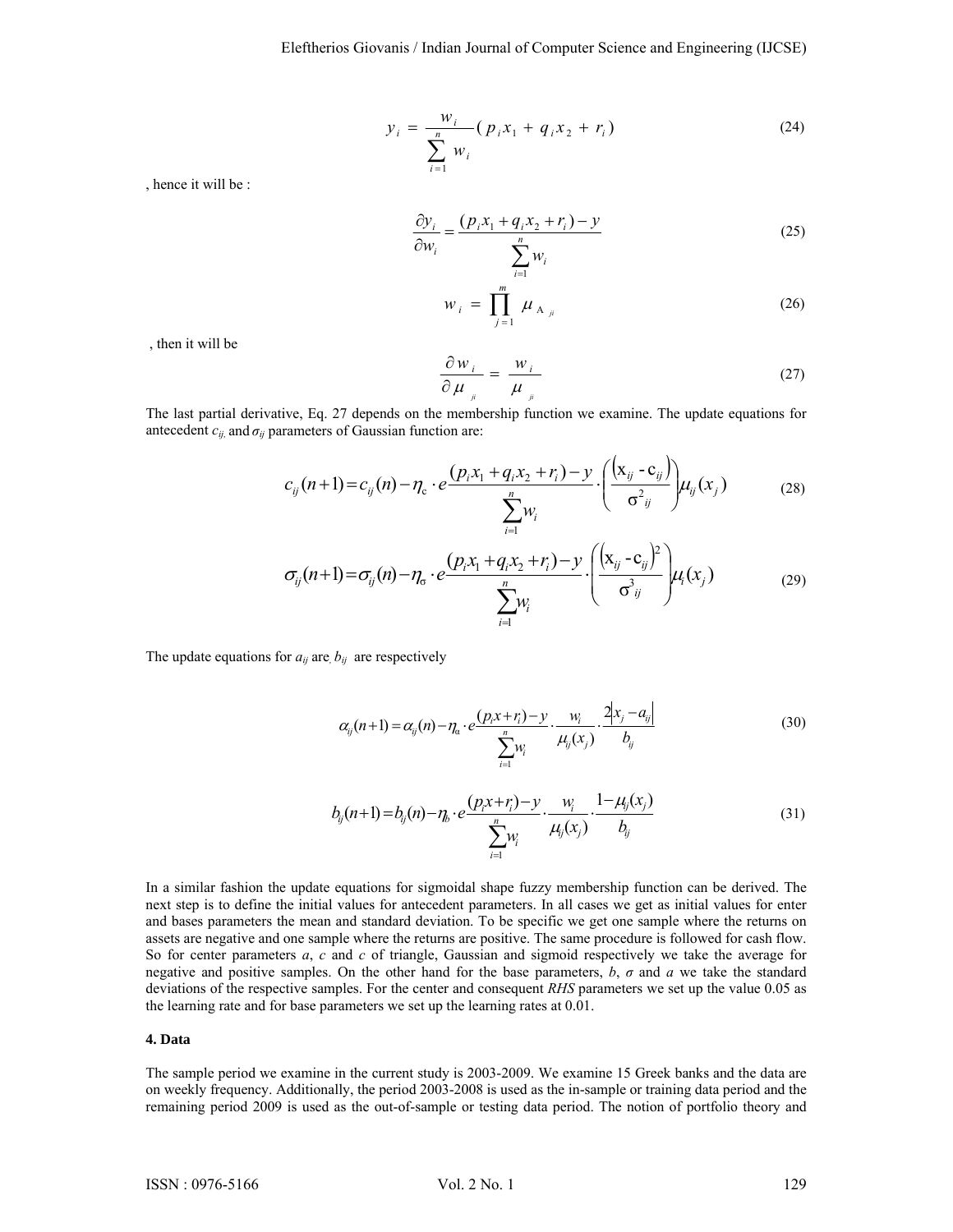$$y_i = \frac{w_i}{\sum_{i=1}^{n} w_i}(p_i x_1 + q_i x_2 + r_i) \tag{24}$$

, hence it will be :

$$\frac{\partial y_i}{\partial w_i} = \frac{(p_i x_1 + q_i x_2 + r_i) - y}{\sum_{i=1}^{n} w_i} \tag{25}$$

$$w_i = \prod_{j=1}^{m} \mu_{A_{ji}} \tag{26}$$

, then it will be

$$\frac{\partial w_i}{\partial \mu_{ji}} = \frac{w_i}{\mu_{ji}} \tag{27}$$

The last partial derivative, Eq. 27 depends on the membership function we examine. The update equations for antecedent $c_{ij,}$ and $\sigma_{ij}$ parameters of Gaussian function are:

$$c_{ij}(n+1) = c_{ij}(n) - \eta_c \cdot e \frac{(p_i x_1 + q_i x_2 + r_i) - y}{\sum_{i=1}^{n} w_i} \cdot \left( \frac{(x_{ij} - c_{ij})}{\sigma^2_{ij}} \right) \mu_{ij}(x_j) \tag{28}$$

$$\sigma_{ij}(n+1) = \sigma_{ij}(n) - \eta_\sigma \cdot e \frac{(p_i x_1 + q_i x_2 + r_i) - y}{\sum_{i=1}^{n} w_i} \cdot \left( \frac{(x_{ij} - c_{ij})^2}{\sigma^3_{ij}} \right) \mu_i(x_j) \tag{29}$$

The update equations for $a_{ij}$ are, $b_{ij}$ are respectively

$$\alpha_{ij}(n+1) = \alpha_{ij}(n) - \eta_a \cdot e \frac{(p_i x + r_i) - y}{\sum_{i=1}^{n} w_i} \cdot \frac{w_i}{\mu_{ij}(x_j)} \cdot \frac{2|x_j - a_{ij}|}{b_{ij}} \tag{30}$$

$$b_{ij}(n+1) = b_{ij}(n) - \eta_b \cdot e \frac{(p_i x + r_i) - y}{\sum_{i=1}^{n} w_i} \cdot \frac{w_i}{\mu_{ij}(x_j)} \cdot \frac{1 - \mu_{ij}(x_j)}{b_{ij}} \tag{31}$$

In a similar fashion the update equations for sigmoidal shape fuzzy membership function can be derived. The next step is to define the initial values for antecedent parameters. In all cases we get as initial values for enter and bases parameters the mean and standard deviation. To be specific we get one sample where the returns on assets are negative and one sample where the returns are positive. The same procedure is followed for cash flow. So for center parameters *a*, *c* and *c* of triangle, Gaussian and sigmoid respectively we take the average for negative and positive samples. On the other hand for the base parameters, *b*, *σ* and *a* we take the standard deviations of the respective samples. For the center and consequent *RHS* parameters we set up the value 0.05 as the learning rate and for base parameters we set up the learning rates at 0.01.

#### 4. Data

The sample period we examine in the current study is 2003-2009. We examine 15 Greek banks and the data are on weekly frequency. Additionally, the period 2003-2008 is used as the in-sample or training data period and the remaining period 2009 is used as the out-of-sample or testing data period. The notion of portfolio theory and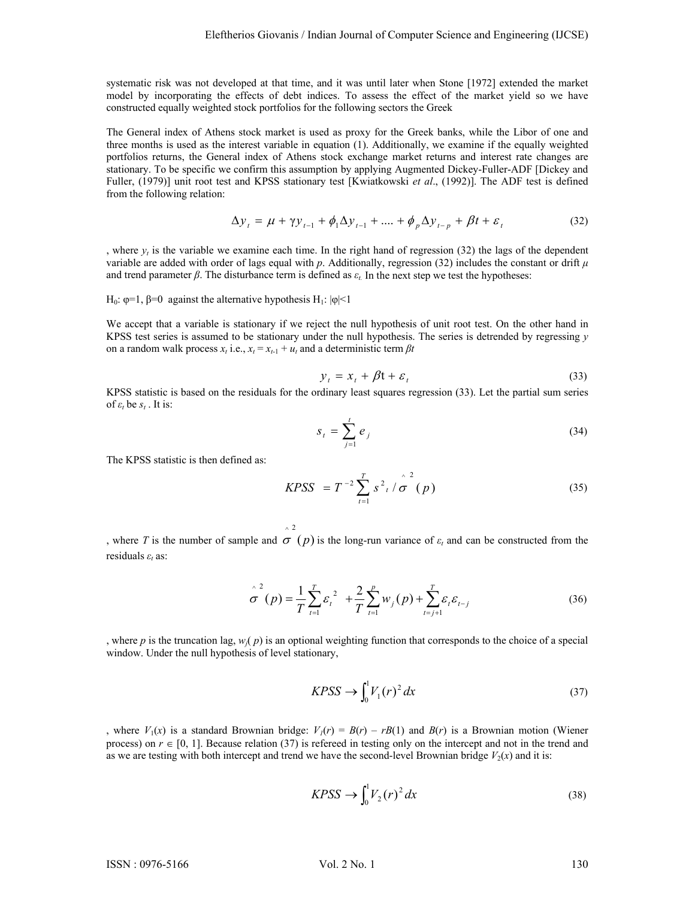systematic risk was not developed at that time, and it was until later when Stone [1972] extended the market model by incorporating the effects of debt indices. To assess the effect of the market yield so we have constructed equally weighted stock portfolios for the following sectors the Greek

The General index of Athens stock market is used as proxy for the Greek banks, while the Libor of one and three months is used as the interest variable in equation (1). Additionally, we examine if the equally weighted portfolios returns, the General index of Athens stock exchange market returns and interest rate changes are stationary. To be specific we confirm this assumption by applying Augmented Dickey-Fuller-ADF [Dickey and Fuller, (1979)] unit root test and KPSS stationary test [Kwiatkowski *et al*., (1992)]. The ADF test is defined from the following relation:

$$\Delta y_t = \mu + \gamma y_{t-1} + \phi_1 \Delta y_{t-1} + .... + \phi_p \Delta y_{t-p} + \beta t + \varepsilon_t \tag{32}$$

, where $y_t$ is the variable we examine each time. In the right hand of regression (32) the lags of the dependent variable are added with order of lags equal with $p$. Additionally, regression (32) includes the constant or drift $\mu$ and trend parameter $\beta$. The disturbance term is defined as $\varepsilon_t$. In the next step we test the hypotheses:

$H_0$: $\varphi=1$, $\beta=0$ against the alternative hypothesis $H_1$: $|\varphi|<1$

We accept that a variable is stationary if we reject the null hypothesis of unit root test. On the other hand in KPSS test series is assumed to be stationary under the null hypothesis. The series is detrended by regressing $y$ on a random walk process $x_t$ i.e., $x_t = x_{t-1} + u_t$ and a deterministic term $\beta t$

$$y_t = x_t + \beta t + \varepsilon_t \tag{33}$$

KPSS statistic is based on the residuals for the ordinary least squares regression (33). Let the partial sum series of $\varepsilon_t$ be $s_t$ . It is:

$$s_t = \sum_{j=1}^{t} e_j \tag{34}$$

The KPSS statistic is then defined as:

$$KPSS = T^{-2} \sum_{t=1}^{T} s^2{}_t / \hat{\sigma}^2 (p) \tag{35}$$

, where $T$ is the number of sample and $\hat{\sigma}^2(p)$ is the long-run variance of $\varepsilon_t$ and can be constructed from the residuals $\varepsilon_t$ as:

$$\hat{\sigma}^2(p) = \frac{1}{T} \sum_{t=1}^{T} \varepsilon_t^2 + \frac{2}{T} \sum_{t=1}^{p} w_j(p) + \sum_{t=j+1}^{T} \varepsilon_t \varepsilon_{t-j} \tag{36}$$

, where $p$ is the truncation lag, $w_j(p)$ is an optional weighting function that corresponds to the choice of a special window. Under the null hypothesis of level stationary,

$$KPSS \rightarrow \int_0^1 V_1(r)^2 dx \tag{37}$$

, where $V_1(x)$ is a standard Brownian bridge: $V_1(r) = B(r) - rB(1)$ and $B(r)$ is a Brownian motion (Wiener process) on $r \in [0, 1]$. Because relation (37) is refereed in testing only on the intercept and not in the trend and as we are testing with both intercept and trend we have the second-level Brownian bridge $V_2(x)$ and it is:

$$KPSS \rightarrow \int_0^1 V_2(r)^2 dx \tag{38}$$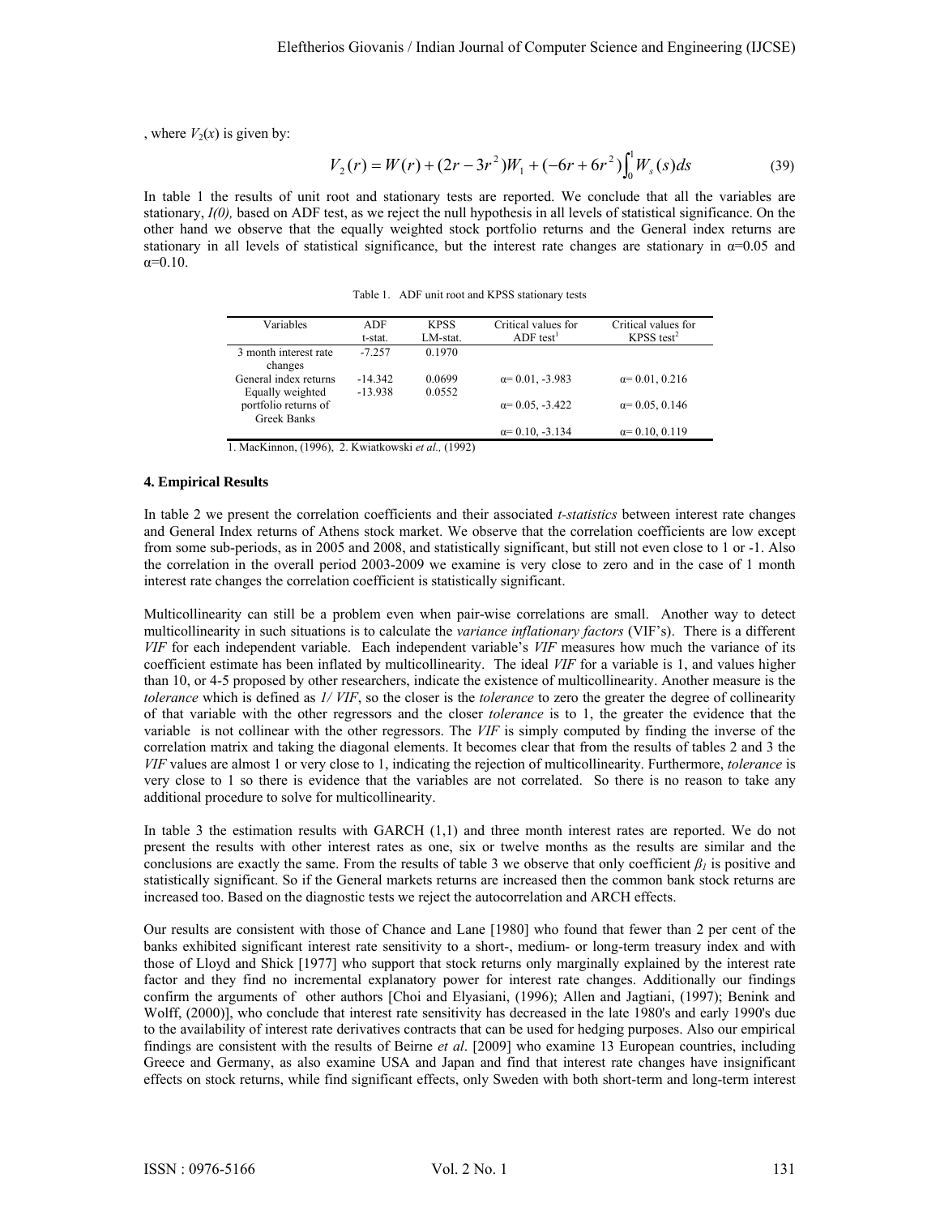, where $V_2(x)$ is given by:

$$V_2(r) = W(r) + (2r - 3r^2)W_1 + (-6r + 6r^2)\int_0^1 W_s(s)ds \tag{39}$$

In table 1 the results of unit root and stationary tests are reported. We conclude that all the variables are stationary, *I(0),* based on ADF test, as we reject the null hypothesis in all levels of statistical significance. On the other hand we observe that the equally weighted stock portfolio returns and the General index returns are stationary in all levels of statistical significance, but the interest rate changes are stationary in α=0.05 and α=0.10.

Table 1. ADF unit root and KPSS stationary tests

| Variables | ADF t-stat. | KPSS LM-stat. | Critical values for ADF test[1] | Critical values for KPSS test[2] |
|---|---|---|---|---|
| 3 month interest rate changes | -7.257 | 0.1970 | | |
| General index returns | -14.342 | 0.0699 | α= 0.01, -3.983 | α= 0.01, 0.216 |
| Equally weighted portfolio returns of Greek Banks | -13.938 | 0.0552 | α= 0.05, -3.422 | α= 0.05, 0.146 |
| | | | α= 0.10, -3.134 | α= 0.10, 0.119 |

1. MacKinnon, (1996), 2. Kwiatkowski *et al.,* (1992)

## 4. Empirical Results

In table 2 we present the correlation coefficients and their associated *t-statistics* between interest rate changes and General Index returns of Athens stock market. We observe that the correlation coefficients are low except from some sub-periods, as in 2005 and 2008, and statistically significant, but still not even close to 1 or -1. Also the correlation in the overall period 2003-2009 we examine is very close to zero and in the case of 1 month interest rate changes the correlation coefficient is statistically significant.

Multicollinearity can still be a problem even when pair-wise correlations are small. Another way to detect multicollinearity in such situations is to calculate the *variance inflationary factors* (VIF's). There is a different *VIF* for each independent variable. Each independent variable's *VIF* measures how much the variance of its coefficient estimate has been inflated by multicollinearity. The ideal *VIF* for a variable is 1, and values higher than 10, or 4-5 proposed by other researchers, indicate the existence of multicollinearity. Another measure is the *tolerance* which is defined as *1/ VIF*, so the closer is the *tolerance* to zero the greater the degree of collinearity of that variable with the other regressors and the closer *tolerance* is to 1, the greater the evidence that the variable is not collinear with the other regressors. The *VIF* is simply computed by finding the inverse of the correlation matrix and taking the diagonal elements. It becomes clear that from the results of tables 2 and 3 the *VIF* values are almost 1 or very close to 1, indicating the rejection of multicollinearity. Furthermore, *tolerance* is very close to 1 so there is evidence that the variables are not correlated. So there is no reason to take any additional procedure to solve for multicollinearity.

In table 3 the estimation results with GARCH (1,1) and three month interest rates are reported. We do not present the results with other interest rates as one, six or twelve months as the results are similar and the conclusions are exactly the same. From the results of table 3 we observe that only coefficient $\beta_1$ is positive and statistically significant. So if the General markets returns are increased then the common bank stock returns are increased too. Based on the diagnostic tests we reject the autocorrelation and ARCH effects.

Our results are consistent with those of Chance and Lane [1980] who found that fewer than 2 per cent of the banks exhibited significant interest rate sensitivity to a short-, medium- or long-term treasury index and with those of Lloyd and Shick [1977] who support that stock returns only marginally explained by the interest rate factor and they find no incremental explanatory power for interest rate changes. Additionally our findings confirm the arguments of other authors [Choi and Elyasiani, (1996); Allen and Jagtiani, (1997); Benink and Wolff, (2000)], who conclude that interest rate sensitivity has decreased in the late 1980's and early 1990's due to the availability of interest rate derivatives contracts that can be used for hedging purposes. Also our empirical findings are consistent with the results of Beirne *et al*. [2009] who examine 13 European countries, including Greece and Germany, as also examine USA and Japan and find that interest rate changes have insignificant effects on stock returns, while find significant effects, only Sweden with both short-term and long-term interest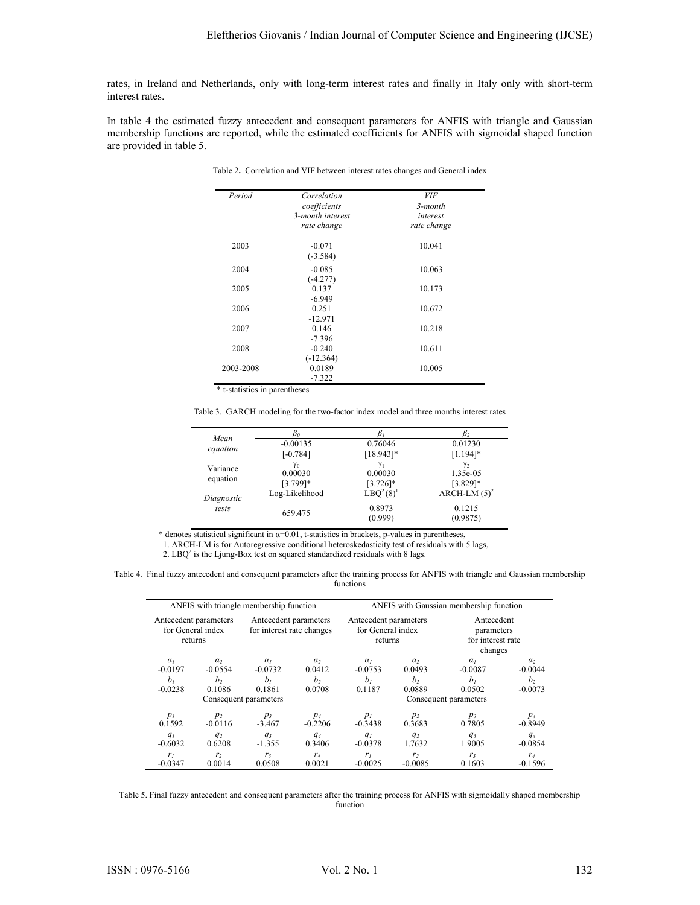rates, in Ireland and Netherlands, only with long-term interest rates and finally in Italy only with short-term interest rates.

In table 4 the estimated fuzzy antecedent and consequent parameters for ANFIS with triangle and Gaussian membership functions are reported, while the estimated coefficients for ANFIS with sigmoidal shaped function are provided in table 5.

Table 2. Correlation and VIF between interest rates changes and General index

| *Period* | *Correlation coefficients 3-month interest rate change* | *VIF 3-month interest rate change* |
|---|---|---|
| 2003 | -0.071 (-3.584) | 10.041 |
| 2004 | -0.085 (-4.277) | 10.063 |
| 2005 | 0.137 -6.949 | 10.173 |
| 2006 | 0.251 -12.971 | 10.672 |
| 2007 | 0.146 -7.396 | 10.218 |
| 2008 | -0.240 (-12.364) | 10.611 |
| 2003-2008 | 0.0189 -7.322 | 10.005 |

\* t-statistics in parentheses

Table 3. GARCH modeling for the two-factor index model and three months interest rates

| | $\beta_0$ | $\beta_1$ | $\beta_2$ |
|---|---|---|---|
| *Mean equation* | -0.00135 [-0.784] | 0.76046 [18.943]* | 0.01230 [1.194]* |
| | $\gamma_0$ | $\gamma_1$ | $\gamma_2$ |
| Variance equation | 0.00030 [3.799]* | 0.00030 [3.726]* | 1.35e-05 [3.829]* |
| | Log-Likelihood | $LBQ^2(8)$[1] | ARCH-LM $(5)^2$ |
| *Diagnostic tests* | 659.475 | 0.8973 (0.999) | 0.1215 (0.9875) |

\* denotes statistical significant in α=0.01, t-statistics in brackets, p-values in parentheses,
1. ARCH-LM is for Autoregressive conditional heteroskedasticity test of residuals with 5 lags,
2. $LBQ^2$ is the Ljung-Box test on squared standardized residuals with 8 lags.

Table 4. Final fuzzy antecedent and consequent parameters after the training process for ANFIS with triangle and Gaussian membership functions

| ANFIS with triangle membership function | | | | ANFIS with Gaussian membership function | | | |
|---|---|---|---|---|---|---|---|
| Antecedent parameters for General index returns | | Antecedent parameters for interest rate changes | | Antecedent parameters for General index returns | | Antecedent parameters for interest rate changes | |
| $\alpha_1$ | $\alpha_2$ | $\alpha_1$ | $\alpha_2$ | $\alpha_1$ | $\alpha_2$ | $\alpha_1$ | $\alpha_2$ |
| -0.0197 | -0.0554 | -0.0732 | 0.0412 | -0.0753 | 0.0493 | -0.0087 | -0.0044 |
| $b_1$ | $b_2$ | $b_1$ | $b_2$ | $b_1$ | $b_2$ | $b_1$ | $b_2$ |
| -0.0238 | 0.1086 | 0.1861 | 0.0708 | 0.1187 | 0.0889 | 0.0502 | -0.0073 |
| Consequent parameters | | | | Consequent parameters | | | |
| $p_1$ | $p_2$ | $p_3$ | $p_4$ | $p_1$ | $p_2$ | $p_3$ | $p_4$ |
| 0.1592 | -0.0116 | -3.467 | -0.2206 | -0.3438 | 0.3683 | 0.7805 | -0.8949 |
| $q_1$ | $q_2$ | $q_3$ | $q_4$ | $q_1$ | $q_2$ | $q_3$ | $q_4$ |
| -0.6032 | 0.6208 | -1.355 | 0.3406 | -0.0378 | 1.7632 | 1.9005 | -0.0854 |
| $r_1$ | $r_2$ | $r_3$ | $r_4$ | $r_1$ | $r_2$ | $r_3$ | $r_4$ |
| -0.0347 | 0.0014 | 0.0508 | 0.0021 | -0.0025 | -0.0085 | 0.1603 | -0.1596 |

Table 5. Final fuzzy antecedent and consequent parameters after the training process for ANFIS with sigmoidally shaped membership function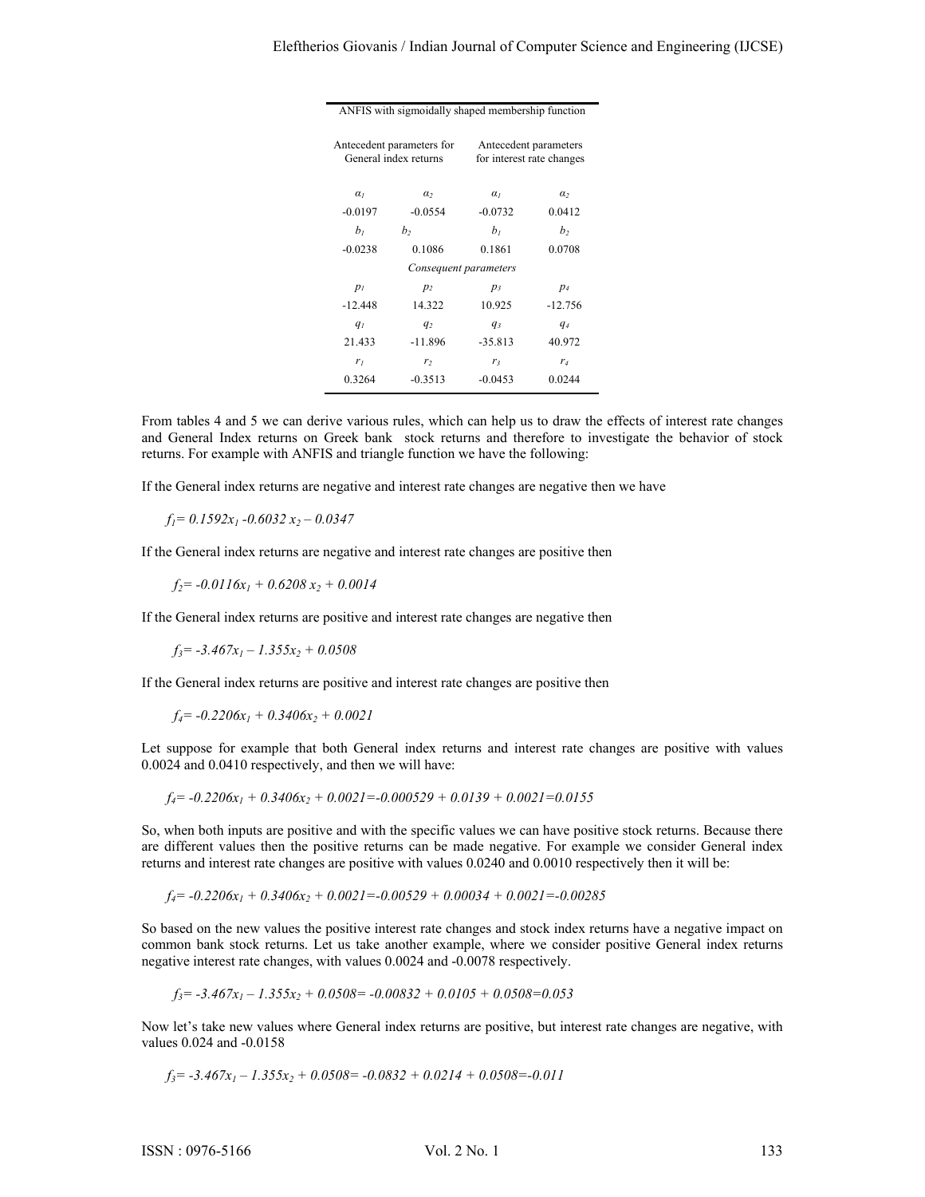| ANFIS with sigmoidally shaped membership function | | | |
|---|---|---|---|
| Antecedent parameters for General index returns | | Antecedent parameters for interest rate changes | |
| $\alpha_1$ | $\alpha_2$ | $\alpha_1$ | $\alpha_2$ |
| -0.0197 | -0.0554 | -0.0732 | 0.0412 |
| $b_1$ | $b_2$ | $b_1$ | $b_2$ |
| -0.0238 | 0.1086 | 0.1861 | 0.0708 |
| *Consequent parameters* | | | |
| $p_1$ | $p_2$ | $p_3$ | $p_4$ |
| -12.448 | 14.322 | 10.925 | -12.756 |
| $q_1$ | $q_2$ | $q_3$ | $q_4$ |
| 21.433 | -11.896 | -35.813 | 40.972 |
| $r_1$ | $r_2$ | $r_3$ | $r_4$ |
| 0.3264 | -0.3513 | -0.0453 | 0.0244 |

From tables 4 and 5 we can derive various rules, which can help us to draw the effects of interest rate changes and General Index returns on Greek bank stock returns and therefore to investigate the behavior of stock returns. For example with ANFIS and triangle function we have the following:

If the General index returns are negative and interest rate changes are negative then we have

$$f_1= 0.1592x_1 -0.6032\, x_2 – 0.0347$$

If the General index returns are negative and interest rate changes are positive then

$$f_2= -0.0116x_1 + 0.6208\, x_2 + 0.0014$$

If the General index returns are positive and interest rate changes are negative then

$$f_3= -3.467x_1 – 1.355x_2 + 0.0508$$

If the General index returns are positive and interest rate changes are positive then

$$f_4= -0.2206x_1 + 0.3406x_2 + 0.0021$$

Let suppose for example that both General index returns and interest rate changes are positive with values 0.0024 and 0.0410 respectively, and then we will have:

$$f_4= -0.2206x_1 + 0.3406x_2 + 0.0021=-0.000529 + 0.0139 + 0.0021=0.0155$$

So, when both inputs are positive and with the specific values we can have positive stock returns. Because there are different values then the positive returns can be made negative. For example we consider General index returns and interest rate changes are positive with values 0.0240 and 0.0010 respectively then it will be:

$$f_4= -0.2206x_1 + 0.3406x_2 + 0.0021=-0.00529 + 0.00034 + 0.0021=-0.00285$$

So based on the new values the positive interest rate changes and stock index returns have a negative impact on common bank stock returns. Let us take another example, where we consider positive General index returns negative interest rate changes, with values 0.0024 and -0.0078 respectively.

$$f_3= -3.467x_1 – 1.355x_2 + 0.0508= -0.00832 + 0.0105 + 0.0508=0.053$$

Now let's take new values where General index returns are positive, but interest rate changes are negative, with values 0.024 and -0.0158

$$f_3= -3.467x_1 – 1.355x_2 + 0.0508= -0.0832 + 0.0214 + 0.0508=-0.011$$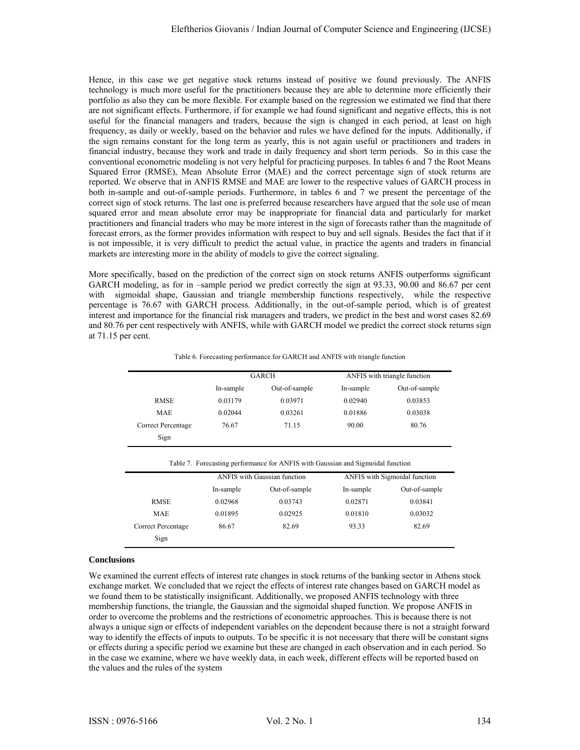Hence, in this case we get negative stock returns instead of positive we found previously. The ANFIS technology is much more useful for the practitioners because they are able to determine more efficiently their portfolio as also they can be more flexible. For example based on the regression we estimated we find that there are not significant effects. Furthermore, if for example we had found significant and negative effects, this is not useful for the financial managers and traders, because the sign is changed in each period, at least on high frequency, as daily or weekly, based on the behavior and rules we have defined for the inputs. Additionally, if the sign remains constant for the long term as yearly, this is not again useful or practitioners and traders in financial industry, because they work and trade in daily frequency and short term periods. So in this case the conventional econometric modeling is not very helpful for practicing purposes. In tables 6 and 7 the Root Means Squared Error (RMSE), Mean Absolute Error (MAE) and the correct percentage sign of stock returns are reported. We observe that in ANFIS RMSE and MAE are lower to the respective values of GARCH process in both in-sample and out-of-sample periods. Furthermore, in tables 6 and 7 we present the percentage of the correct sign of stock returns. The last one is preferred because researchers have argued that the sole use of mean squared error and mean absolute error may be inappropriate for financial data and particularly for market practitioners and financial traders who may be more interest in the sign of forecasts rather than the magnitude of forecast errors, as the former provides information with respect to buy and sell signals. Besides the fact that if it is not impossible, it is very difficult to predict the actual value, in practice the agents and traders in financial markets are interesting more in the ability of models to give the correct signaling.

More specifically, based on the prediction of the correct sign on stock returns ANFIS outperforms significant GARCH modeling, as for in –sample period we predict correctly the sign at 93.33, 90.00 and 86.67 per cent with sigmoidal shape, Gaussian and triangle membership functions respectively, while the respective percentage is 76.67 with GARCH process. Additionally, in the out-of-sample period, which is of greatest interest and importance for the financial risk managers and traders, we predict in the best and worst cases 82.69 and 80.76 per cent respectively with ANFIS, while with GARCH model we predict the correct stock returns sign at 71.15 per cent.

Table 6. Forecasting performance for GARCH and ANFIS with triangle function

| | GARCH | | ANFIS with triangle function | |
|---|---|---|---|---|
| | In-sample | Out-of-sample | In-sample | Out-of-sample |
| RMSE | 0.03179 | 0.03971 | 0.02940 | 0.03853 |
| MAE | 0.02044 | 0.03261 | 0.01886 | 0.03038 |
| Correct Percentage Sign | 76.67 | 71.15 | 90.00 | 80.76 |

Table 7. Forecasting performance for ANFIS with Gaussian and Sigmoidal function

| | ANFIS with Gaussian function | | ANFIS with Sigmoidal function | |
|---|---|---|---|---|
| | In-sample | Out-of-sample | In-sample | Out-of-sample |
| RMSE | 0.02968 | 0.03743 | 0.02871 | 0.03841 |
| MAE | 0.01895 | 0.02925 | 0.01810 | 0.03032 |
| Correct Percentage Sign | 86.67 | 82.69 | 93.33 | 82.69 |

## Conclusions

We examined the current effects of interest rate changes in stock returns of the banking sector in Athens stock exchange market. We concluded that we reject the effects of interest rate changes based on GARCH model as we found them to be statistically insignificant. Additionally, we proposed ANFIS technology with three membership functions, the triangle, the Gaussian and the sigmoidal shaped function. We propose ANFIS in order to overcome the problems and the restrictions of econometric approaches. This is because there is not always a unique sign or effects of independent variables on the dependent because there is not a straight forward way to identify the effects of inputs to outputs. To be specific it is not necessary that there will be constant signs or effects during a specific period we examine but these are changed in each observation and in each period. So in the case we examine, where we have weekly data, in each week, different effects will be reported based on the values and the rules of the system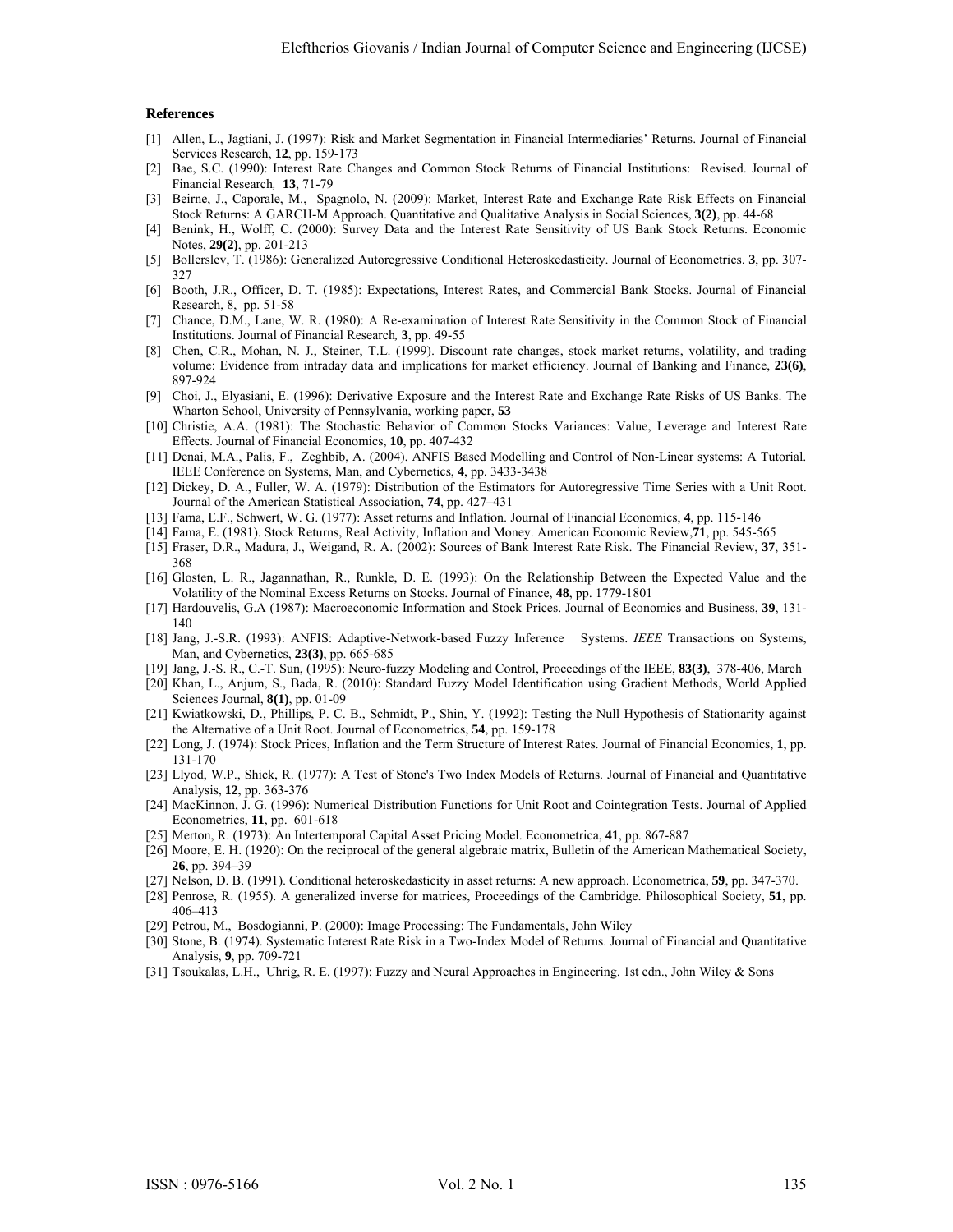### References

[1] Allen, L., Jagtiani, J. (1997): Risk and Market Segmentation in Financial Intermediaries' Returns. Journal of Financial Services Research, **12**, pp. 159-173

[2] Bae, S.C. (1990): Interest Rate Changes and Common Stock Returns of Financial Institutions: Revised. Journal of Financial Research*,* **13**, 71-79

[3] Beirne, J., Caporale, M., Spagnolo, N. (2009): Market, Interest Rate and Exchange Rate Risk Effects on Financial Stock Returns: A GARCH-M Approach. Quantitative and Qualitative Analysis in Social Sciences, **3(2)**, pp. 44-68

[4] Benink, H., Wolff, C. (2000): Survey Data and the Interest Rate Sensitivity of US Bank Stock Returns. Economic Notes, **29(2)**, pp. 201-213

[5] Bollerslev, T. (1986): Generalized Autoregressive Conditional Heteroskedasticity. Journal of Econometrics. **3**, pp. 307-327

[6] Booth, J.R., Officer, D. T. (1985): Expectations, Interest Rates, and Commercial Bank Stocks. Journal of Financial Research, 8, pp. 51-58

[7] Chance, D.M., Lane, W. R. (1980): A Re-examination of Interest Rate Sensitivity in the Common Stock of Financial Institutions. Journal of Financial Research*,* **3**, pp. 49-55

[8] Chen, C.R., Mohan, N. J., Steiner, T.L. (1999). Discount rate changes, stock market returns, volatility, and trading volume: Evidence from intraday data and implications for market efficiency. Journal of Banking and Finance, **23(6)**, 897-924

[9] Choi, J., Elyasiani, E. (1996): Derivative Exposure and the Interest Rate and Exchange Rate Risks of US Banks. The Wharton School, University of Pennsylvania, working paper, **53**

[10] Christie, A.A. (1981): The Stochastic Behavior of Common Stocks Variances: Value, Leverage and Interest Rate Effects. Journal of Financial Economics, **10**, pp. 407-432

[11] Denai, M.A., Palis, F., Zeghbib, A. (2004). ANFIS Based Modelling and Control of Non-Linear systems: A Tutorial. IEEE Conference on Systems, Man, and Cybernetics, **4**, pp. 3433-3438

[12] Dickey, D. A., Fuller, W. A. (1979): Distribution of the Estimators for Autoregressive Time Series with a Unit Root. Journal of the American Statistical Association, **74**, pp. 427–431

[13] Fama, E.F., Schwert, W. G. (1977): Asset returns and Inflation. Journal of Financial Economics, **4**, pp. 115-146

[14] Fama, E. (1981). Stock Returns, Real Activity, Inflation and Money. American Economic Review,**71**, pp. 545-565

[15] Fraser, D.R., Madura, J., Weigand, R. A. (2002): Sources of Bank Interest Rate Risk. The Financial Review, **37**, 351-368

[16] Glosten, L. R., Jagannathan, R., Runkle, D. E. (1993): On the Relationship Between the Expected Value and the Volatility of the Nominal Excess Returns on Stocks. Journal of Finance, **48**, pp. 1779-1801

[17] Hardouvelis, G.A (1987): Macroeconomic Information and Stock Prices. Journal of Economics and Business, **39**, 131-140

[18] Jang, J.-S.R. (1993): ANFIS: Adaptive-Network-based Fuzzy Inference Systems. *IEEE* Transactions on Systems, Man, and Cybernetics, **23(3)**, pp. 665-685

[19] Jang, J.-S. R., C.-T. Sun, (1995): Neuro-fuzzy Modeling and Control, Proceedings of the IEEE, **83(3)**, 378-406, March

[20] Khan, L., Anjum, S., Bada, R. (2010): Standard Fuzzy Model Identification using Gradient Methods, World Applied Sciences Journal, **8(1)**, pp. 01-09

[21] Kwiatkowski, D., Phillips, P. C. B., Schmidt, P., Shin, Y. (1992): Testing the Null Hypothesis of Stationarity against the Alternative of a Unit Root. Journal of Econometrics, **54**, pp. 159-178

[22] Long, J. (1974): Stock Prices, Inflation and the Term Structure of Interest Rates. Journal of Financial Economics, **1**, pp. 131-170

[23] Llyod, W.P., Shick, R. (1977): A Test of Stone's Two Index Models of Returns. Journal of Financial and Quantitative Analysis, **12**, pp. 363-376

[24] MacKinnon, J. G. (1996): Numerical Distribution Functions for Unit Root and Cointegration Tests. Journal of Applied Econometrics, **11**, pp. 601-618

[25] Merton, R. (1973): An Intertemporal Capital Asset Pricing Model. Econometrica, **41**, pp. 867-887

[26] Moore, E. H. (1920): On the reciprocal of the general algebraic matrix, Bulletin of the American Mathematical Society, **26**, pp. 394–39

[27] Nelson, D. B. (1991). Conditional heteroskedasticity in asset returns: A new approach. Econometrica, **59**, pp. 347-370.

[28] Penrose, R. (1955). A generalized inverse for matrices, Proceedings of the Cambridge. Philosophical Society, **51**, pp. 406–413

[29] Petrou, M., Bosdogianni, P. (2000): Image Processing: The Fundamentals, John Wiley

[30] Stone, B. (1974). Systematic Interest Rate Risk in a Two-Index Model of Returns. Journal of Financial and Quantitative Analysis, **9**, pp. 709-721

[31] Tsoukalas, L.H., Uhrig, R. E. (1997): Fuzzy and Neural Approaches in Engineering. 1st edn., John Wiley & Sons